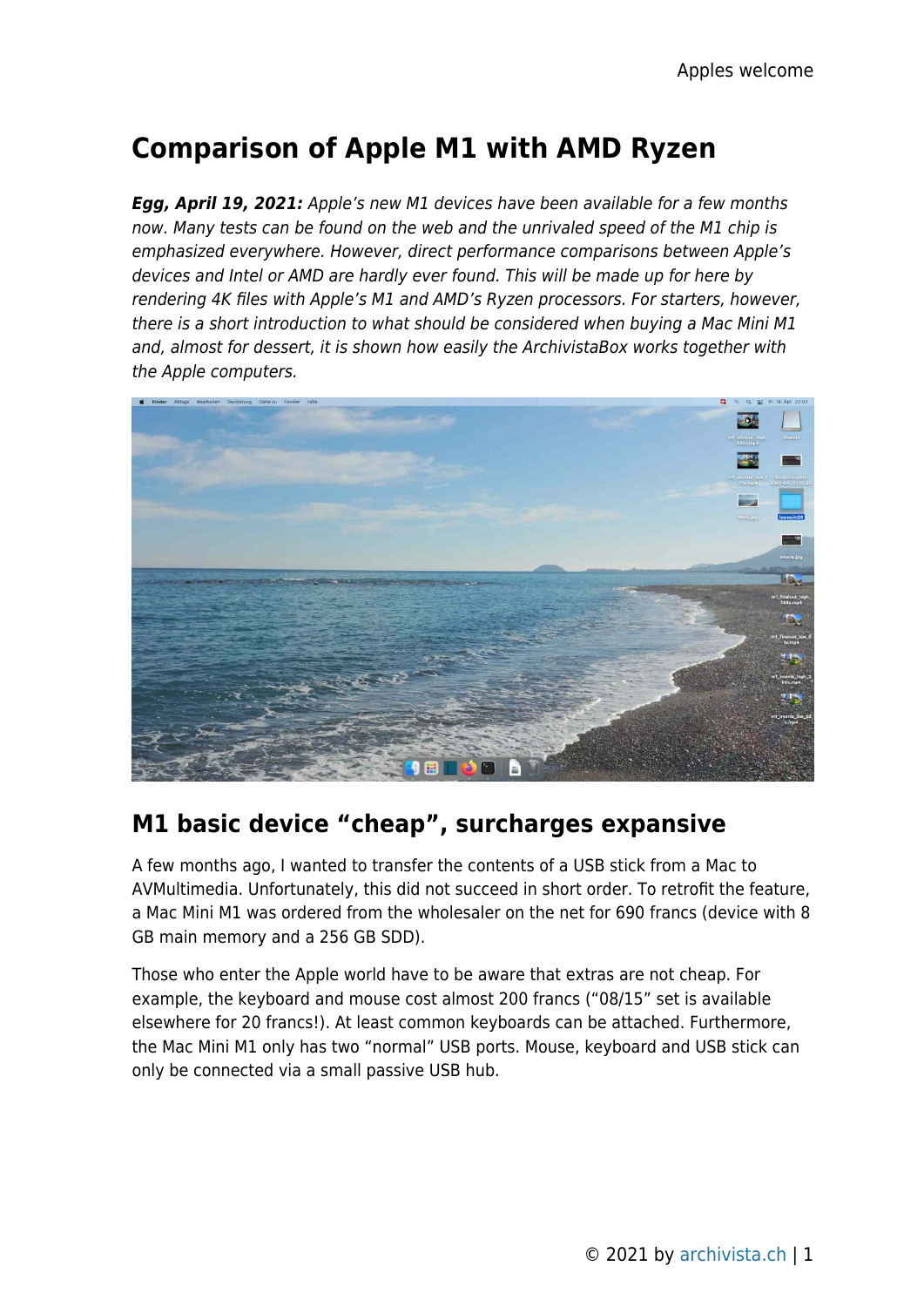# Comparison of Apple M1 with AMD Ryzen

***Egg, April 19, 2021:*** *Apple's new M1 devices have been available for a few months now. Many tests can be found on the web and the unrivaled speed of the M1 chip is emphasized everywhere. However, direct performance comparisons between Apple's devices and Intel or AMD are hardly ever found. This will be made up for here by rendering 4K files with Apple's M1 and AMD's Ryzen processors. For starters, however, there is a short introduction to what should be considered when buying a Mac Mini M1 and, almost for dessert, it is shown how easily the ArchivistaBox works together with the Apple computers.*

## M1 basic device "cheap", surcharges expansive

A few months ago, I wanted to transfer the contents of a USB stick from a Mac to AVMultimedia. Unfortunately, this did not succeed in short order. To retrofit the feature, a Mac Mini M1 was ordered from the wholesaler on the net for 690 francs (device with 8 GB main memory and a 256 GB SDD).

Those who enter the Apple world have to be aware that extras are not cheap. For example, the keyboard and mouse cost almost 200 francs ("08/15" set is available elsewhere for 20 francs!). At least common keyboards can be attached. Furthermore, the Mac Mini M1 only has two "normal" USB ports. Mouse, keyboard and USB stick can only be connected via a small passive USB hub.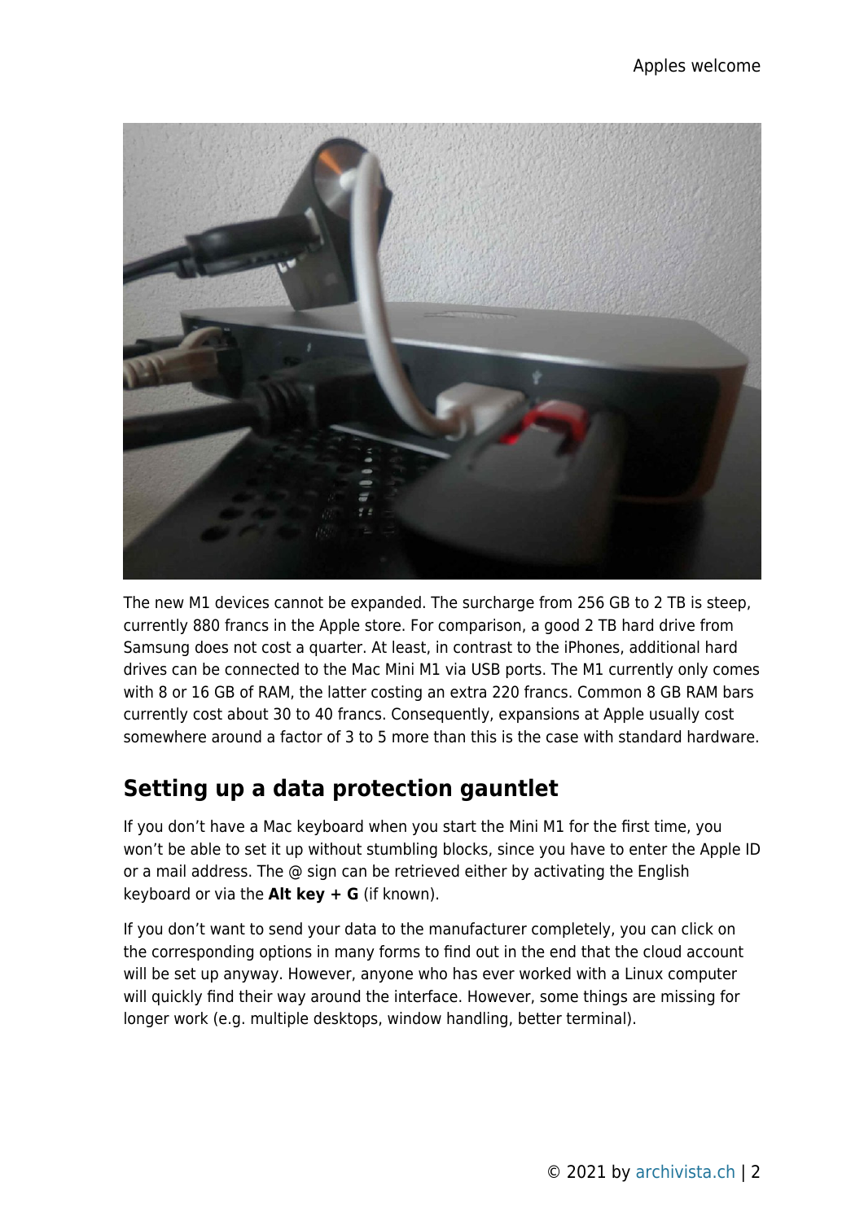The new M1 devices cannot be expanded. The surcharge from 256 GB to 2 TB is steep, currently 880 francs in the Apple store. For comparison, a good 2 TB hard drive from Samsung does not cost a quarter. At least, in contrast to the iPhones, additional hard drives can be connected to the Mac Mini M1 via USB ports. The M1 currently only comes with 8 or 16 GB of RAM, the latter costing an extra 220 francs. Common 8 GB RAM bars currently cost about 30 to 40 francs. Consequently, expansions at Apple usually cost somewhere around a factor of 3 to 5 more than this is the case with standard hardware.

## Setting up a data protection gauntlet

If you don't have a Mac keyboard when you start the Mini M1 for the first time, you won't be able to set it up without stumbling blocks, since you have to enter the Apple ID or a mail address. The @ sign can be retrieved either by activating the English keyboard or via the **Alt key + G** (if known).

If you don't want to send your data to the manufacturer completely, you can click on the corresponding options in many forms to find out in the end that the cloud account will be set up anyway. However, anyone who has ever worked with a Linux computer will quickly find their way around the interface. However, some things are missing for longer work (e.g. multiple desktops, window handling, better terminal).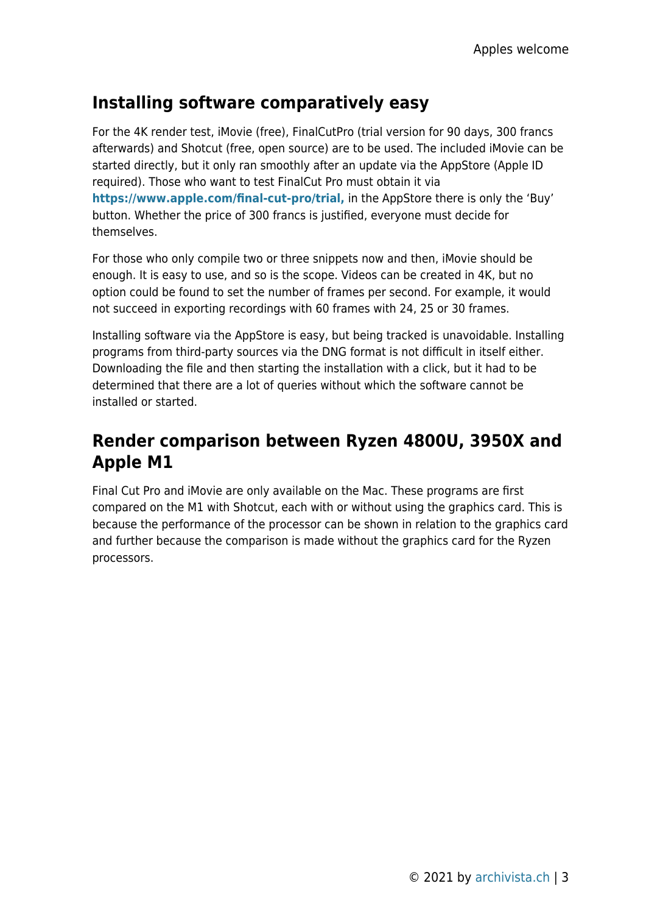## Installing software comparatively easy

For the 4K render test, iMovie (free), FinalCutPro (trial version for 90 days, 300 francs afterwards) and Shotcut (free, open source) are to be used. The included iMovie can be started directly, but it only ran smoothly after an update via the AppStore (Apple ID required). Those who want to test FinalCut Pro must obtain it via **https://www.apple.com/final-cut-pro/trial,** in the AppStore there is only the 'Buy' button. Whether the price of 300 francs is justified, everyone must decide for themselves.

For those who only compile two or three snippets now and then, iMovie should be enough. It is easy to use, and so is the scope. Videos can be created in 4K, but no option could be found to set the number of frames per second. For example, it would not succeed in exporting recordings with 60 frames with 24, 25 or 30 frames.

Installing software via the AppStore is easy, but being tracked is unavoidable. Installing programs from third-party sources via the DNG format is not difficult in itself either. Downloading the file and then starting the installation with a click, but it had to be determined that there are a lot of queries without which the software cannot be installed or started.

## Render comparison between Ryzen 4800U, 3950X and Apple M1

Final Cut Pro and iMovie are only available on the Mac. These programs are first compared on the M1 with Shotcut, each with or without using the graphics card. This is because the performance of the processor can be shown in relation to the graphics card and further because the comparison is made without the graphics card for the Ryzen processors.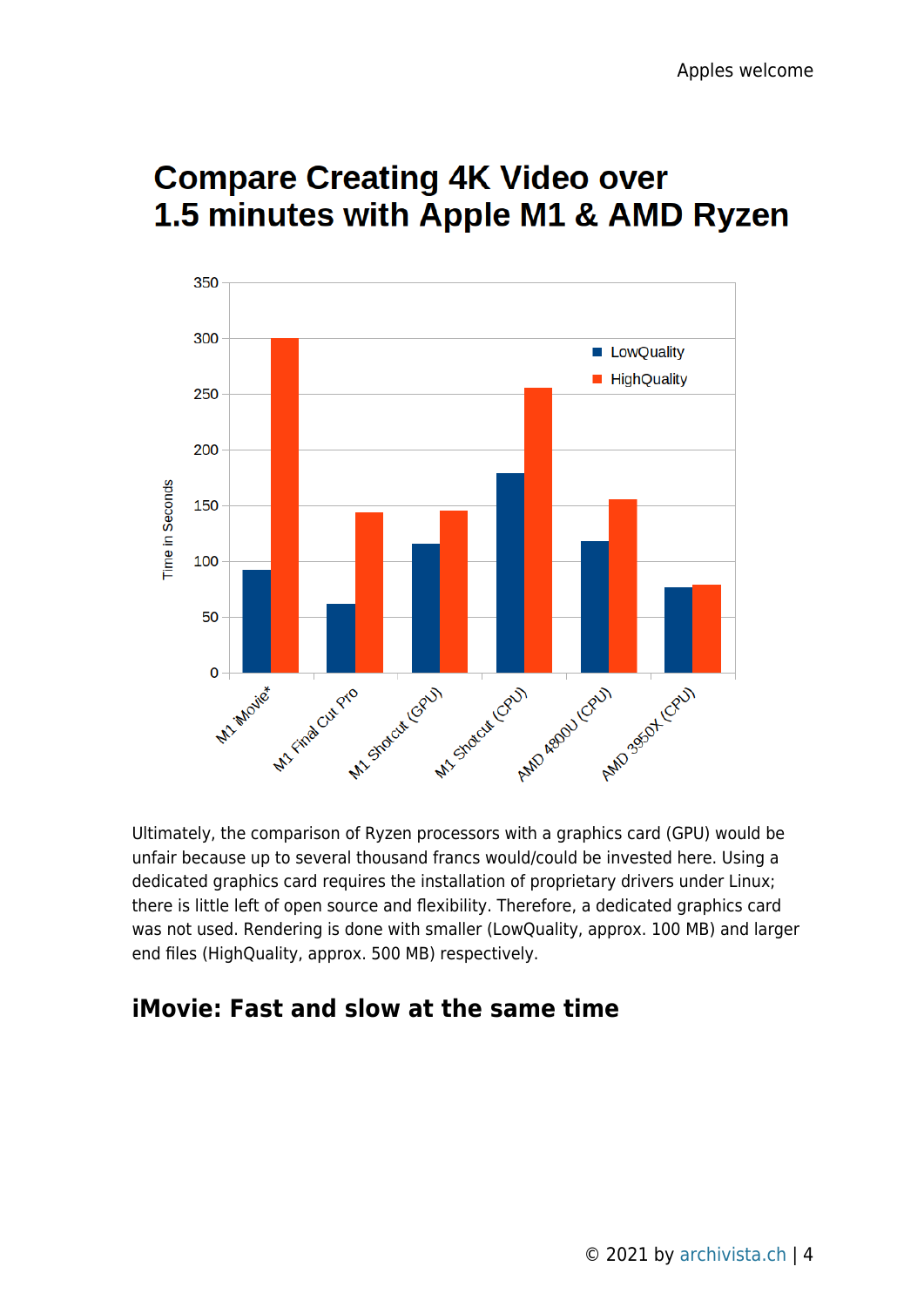# Compare Creating 4K Video over 1.5 minutes with Apple M1 & AMD Ryzen

Ultimately, the comparison of Ryzen processors with a graphics card (GPU) would be unfair because up to several thousand francs would/could be invested here. Using a dedicated graphics card requires the installation of proprietary drivers under Linux; there is little left of open source and flexibility. Therefore, a dedicated graphics card was not used. Rendering is done with smaller (LowQuality, approx. 100 MB) and larger end files (HighQuality, approx. 500 MB) respectively.

## iMovie: Fast and slow at the same time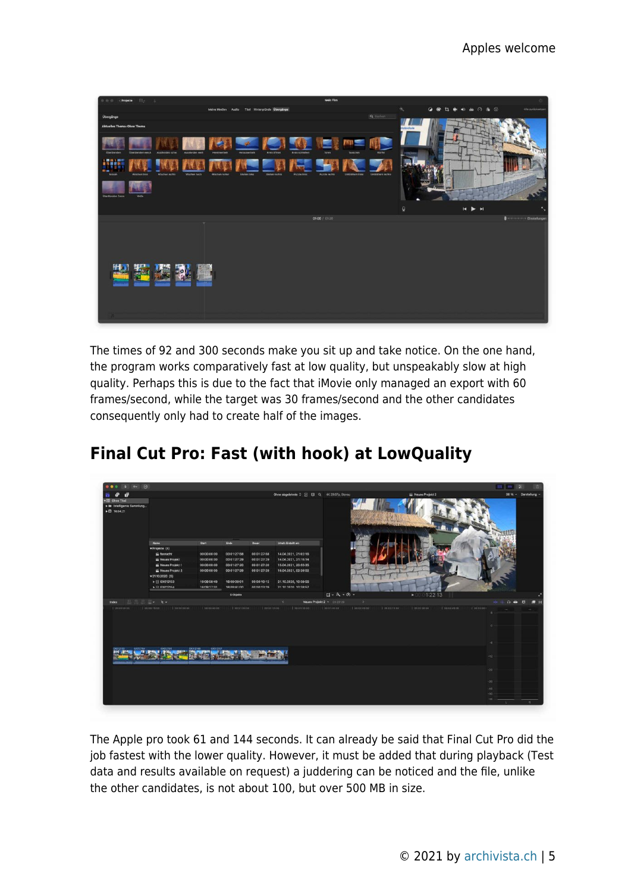The times of 92 and 300 seconds make you sit up and take notice. On the one hand, the program works comparatively fast at low quality, but unspeakably slow at high quality. Perhaps this is due to the fact that iMovie only managed an export with 60 frames/second, while the target was 30 frames/second and the other candidates consequently only had to create half of the images.

## Final Cut Pro: Fast (with hook) at LowQuality

The Apple pro took 61 and 144 seconds. It can already be said that Final Cut Pro did the job fastest with the lower quality. However, it must be added that during playback (Test data and results available on request) a juddering can be noticed and the file, unlike the other candidates, is not about 100, but over 500 MB in size.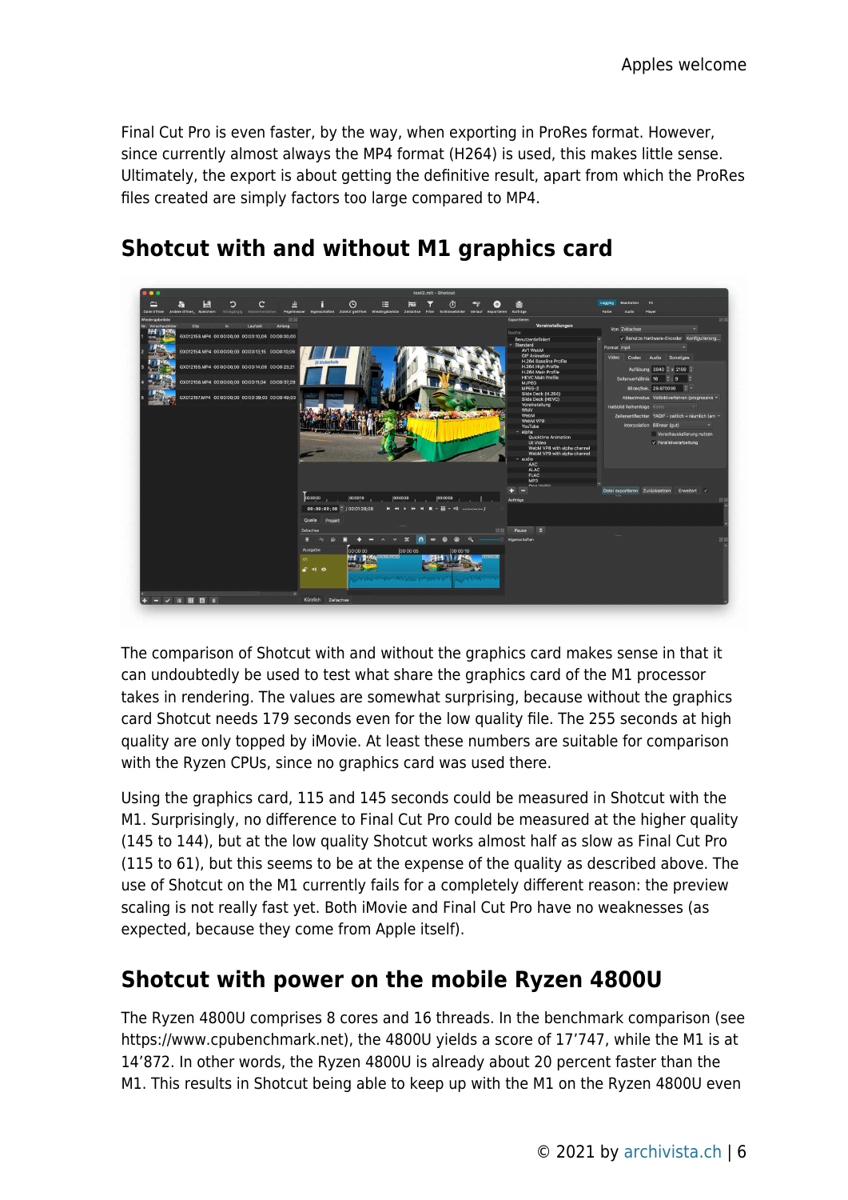Final Cut Pro is even faster, by the way, when exporting in ProRes format. However, since currently almost always the MP4 format (H264) is used, this makes little sense. Ultimately, the export is about getting the definitive result, apart from which the ProRes files created are simply factors too large compared to MP4.

## Shotcut with and without M1 graphics card

The comparison of Shotcut with and without the graphics card makes sense in that it can undoubtedly be used to test what share the graphics card of the M1 processor takes in rendering. The values are somewhat surprising, because without the graphics card Shotcut needs 179 seconds even for the low quality file. The 255 seconds at high quality are only topped by iMovie. At least these numbers are suitable for comparison with the Ryzen CPUs, since no graphics card was used there.

Using the graphics card, 115 and 145 seconds could be measured in Shotcut with the M1. Surprisingly, no difference to Final Cut Pro could be measured at the higher quality (145 to 144), but at the low quality Shotcut works almost half as slow as Final Cut Pro (115 to 61), but this seems to be at the expense of the quality as described above. The use of Shotcut on the M1 currently fails for a completely different reason: the preview scaling is not really fast yet. Both iMovie and Final Cut Pro have no weaknesses (as expected, because they come from Apple itself).

## Shotcut with power on the mobile Ryzen 4800U

The Ryzen 4800U comprises 8 cores and 16 threads. In the benchmark comparison (see https://www.cpubenchmark.net), the 4800U yields a score of 17'747, while the M1 is at 14'872. In other words, the Ryzen 4800U is already about 20 percent faster than the M1. This results in Shotcut being able to keep up with the M1 on the Ryzen 4800U even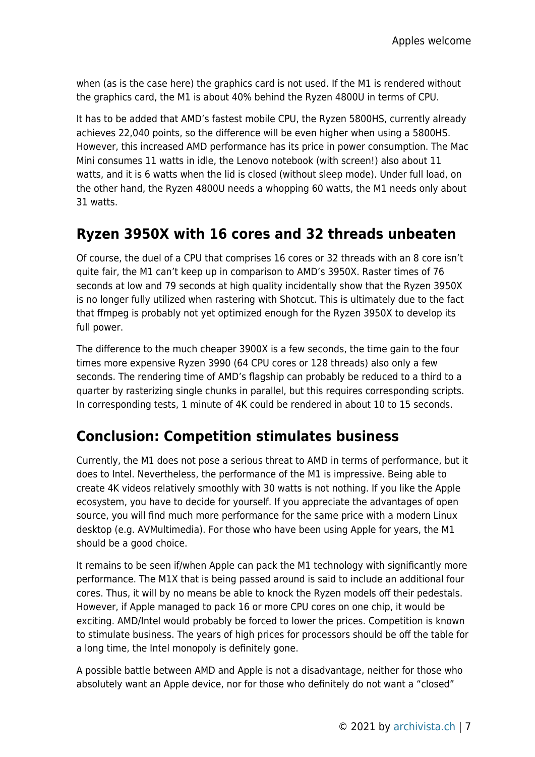when (as is the case here) the graphics card is not used. If the M1 is rendered without the graphics card, the M1 is about 40% behind the Ryzen 4800U in terms of CPU.

It has to be added that AMD's fastest mobile CPU, the Ryzen 5800HS, currently already achieves 22,040 points, so the difference will be even higher when using a 5800HS. However, this increased AMD performance has its price in power consumption. The Mac Mini consumes 11 watts in idle, the Lenovo notebook (with screen!) also about 11 watts, and it is 6 watts when the lid is closed (without sleep mode). Under full load, on the other hand, the Ryzen 4800U needs a whopping 60 watts, the M1 needs only about 31 watts.

## Ryzen 3950X with 16 cores and 32 threads unbeaten

Of course, the duel of a CPU that comprises 16 cores or 32 threads with an 8 core isn't quite fair, the M1 can't keep up in comparison to AMD's 3950X. Raster times of 76 seconds at low and 79 seconds at high quality incidentally show that the Ryzen 3950X is no longer fully utilized when rastering with Shotcut. This is ultimately due to the fact that ffmpeg is probably not yet optimized enough for the Ryzen 3950X to develop its full power.

The difference to the much cheaper 3900X is a few seconds, the time gain to the four times more expensive Ryzen 3990 (64 CPU cores or 128 threads) also only a few seconds. The rendering time of AMD's flagship can probably be reduced to a third to a quarter by rasterizing single chunks in parallel, but this requires corresponding scripts. In corresponding tests, 1 minute of 4K could be rendered in about 10 to 15 seconds.

## Conclusion: Competition stimulates business

Currently, the M1 does not pose a serious threat to AMD in terms of performance, but it does to Intel. Nevertheless, the performance of the M1 is impressive. Being able to create 4K videos relatively smoothly with 30 watts is not nothing. If you like the Apple ecosystem, you have to decide for yourself. If you appreciate the advantages of open source, you will find much more performance for the same price with a modern Linux desktop (e.g. AVMultimedia). For those who have been using Apple for years, the M1 should be a good choice.

It remains to be seen if/when Apple can pack the M1 technology with significantly more performance. The M1X that is being passed around is said to include an additional four cores. Thus, it will by no means be able to knock the Ryzen models off their pedestals. However, if Apple managed to pack 16 or more CPU cores on one chip, it would be exciting. AMD/Intel would probably be forced to lower the prices. Competition is known to stimulate business. The years of high prices for processors should be off the table for a long time, the Intel monopoly is definitely gone.

A possible battle between AMD and Apple is not a disadvantage, neither for those who absolutely want an Apple device, nor for those who definitely do not want a "closed"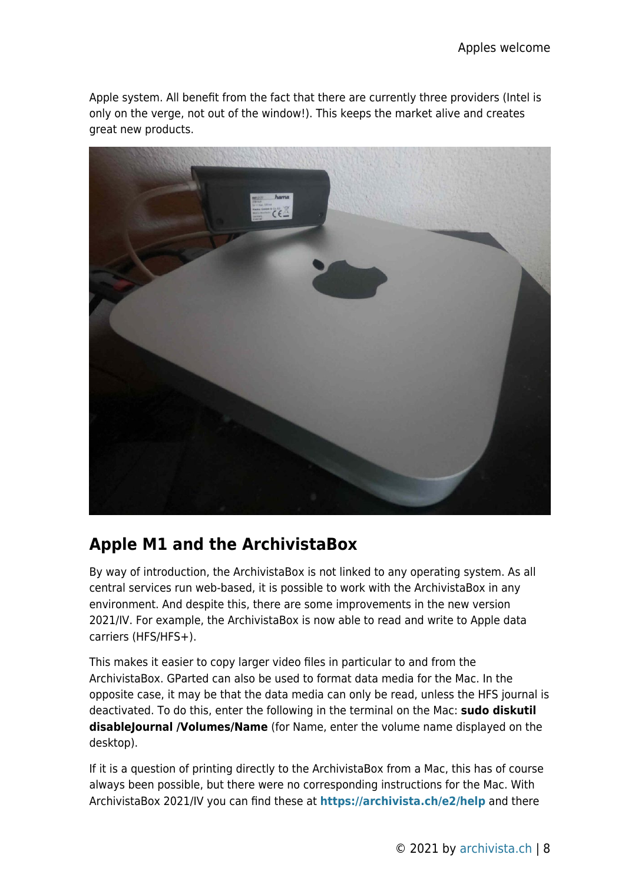Apple system. All benefit from the fact that there are currently three providers (Intel is only on the verge, not out of the window!). This keeps the market alive and creates great new products.

## Apple M1 and the ArchivistaBox

By way of introduction, the ArchivistaBox is not linked to any operating system. As all central services run web-based, it is possible to work with the ArchivistaBox in any environment. And despite this, there are some improvements in the new version 2021/IV. For example, the ArchivistaBox is now able to read and write to Apple data carriers (HFS/HFS+).

This makes it easier to copy larger video files in particular to and from the ArchivistaBox. GParted can also be used to format data media for the Mac. In the opposite case, it may be that the data media can only be read, unless the HFS journal is deactivated. To do this, enter the following in the terminal on the Mac: **sudo diskutil disableJournal /Volumes/Name** (for Name, enter the volume name displayed on the desktop).

If it is a question of printing directly to the ArchivistaBox from a Mac, this has of course always been possible, but there were no corresponding instructions for the Mac. With ArchivistaBox 2021/IV you can find these at **https://archivista.ch/e2/help** and there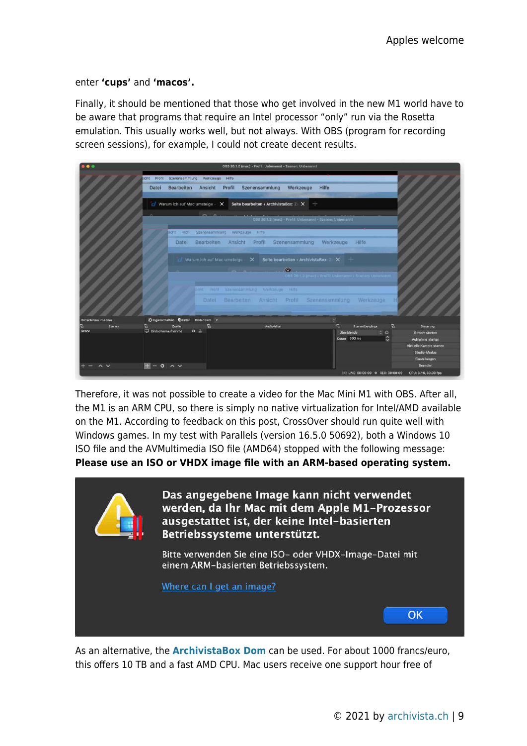enter **'cups'** and **'macos'.**

Finally, it should be mentioned that those who get involved in the new M1 world have to be aware that programs that require an Intel processor "only" run via the Rosetta emulation. This usually works well, but not always. With OBS (program for recording screen sessions), for example, I could not create decent results.

Therefore, it was not possible to create a video for the Mac Mini M1 with OBS. After all, the M1 is an ARM CPU, so there is simply no native virtualization for Intel/AMD available on the M1. According to feedback on this post, CrossOver should run quite well with Windows games. In my test with Parallels (version 16.5.0 50692), both a Windows 10 ISO file and the AVMultimedia ISO file (AMD64) stopped with the following message: **Please use an ISO or VHDX image file with an ARM-based operating system.**

**Das angegebene Image kann nicht verwendet werden, da Ihr Mac mit dem Apple M1-Prozessor ausgestattet ist, der keine Intel-basierten Betriebssysteme unterstützt.**

Bitte verwenden Sie eine ISO- oder VHDX-Image-Datei mit einem ARM-basierten Betriebssystem.

Where can I get an image?

OK

As an alternative, the **ArchivistaBox Dom** can be used. For about 1000 francs/euro, this offers 10 TB and a fast AMD CPU. Mac users receive one support hour free of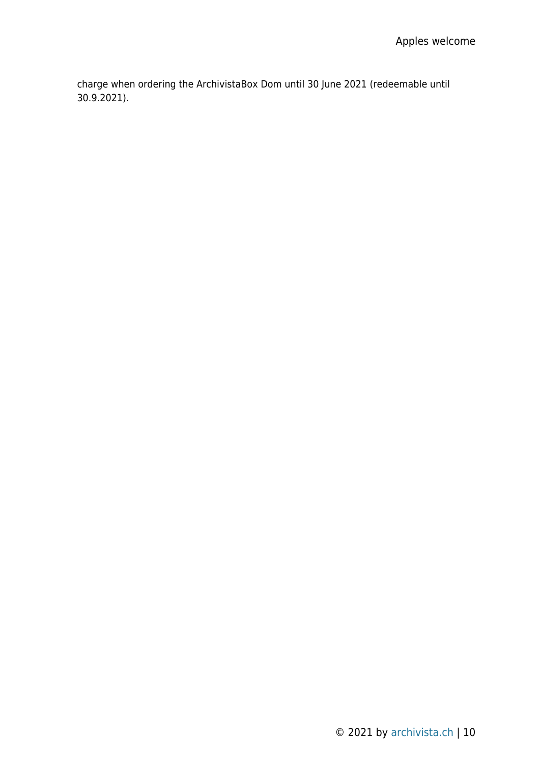charge when ordering the ArchivistaBox Dom until 30 June 2021 (redeemable until 30.9.2021).